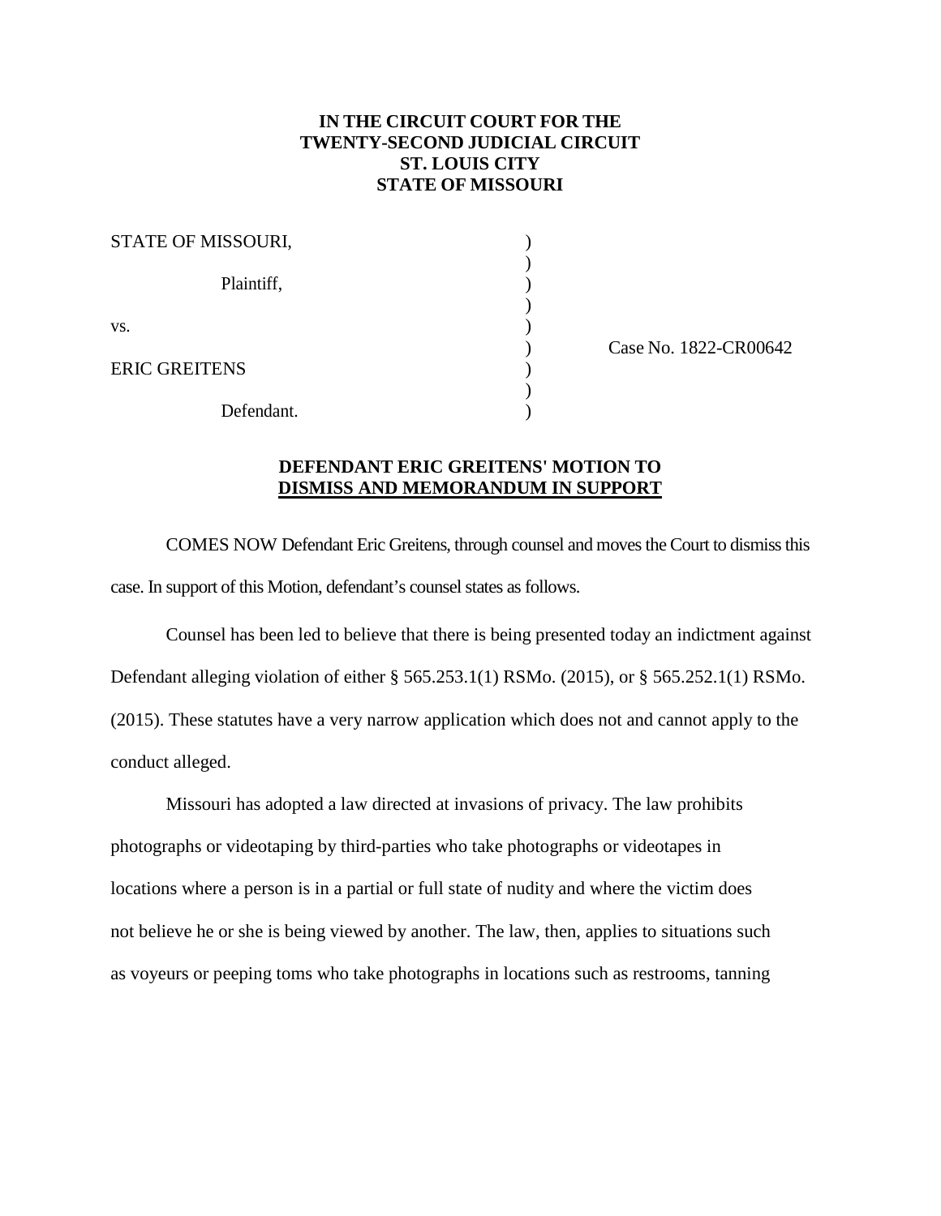**IN THE CIRCUIT COURT FOR THE**
**TWENTY-SECOND JUDICIAL CIRCUIT**
**ST. LOUIS CITY**
**STATE OF MISSOURI**

| | | |
|---|---|---|
| STATE OF MISSOURI, | ) | |
| | ) | |
| Plaintiff, | ) | |
| | ) | |
| vs. | ) | |
| | ) | Case No. 1822-CR00642 |
| ERIC GREITENS | ) | |
| | ) | |
| Defendant. | ) | |

**DEFENDANT ERIC GREITENS' MOTION TO DISMISS AND MEMORANDUM IN SUPPORT**

COMES NOW Defendant Eric Greitens, through counsel and moves the Court to dismiss this case. In support of this Motion, defendant's counsel states as follows.

Counsel has been led to believe that there is being presented today an indictment against Defendant alleging violation of either § 565.253.1(1) RSMo. (2015), or § 565.252.1(1) RSMo. (2015). These statutes have a very narrow application which does not and cannot apply to the conduct alleged.

Missouri has adopted a law directed at invasions of privacy. The law prohibits photographs or videotaping by third-parties who take photographs or videotapes in locations where a person is in a partial or full state of nudity and where the victim does not believe he or she is being viewed by another. The law, then, applies to situations such as voyeurs or peeping toms who take photographs in locations such as restrooms, tanning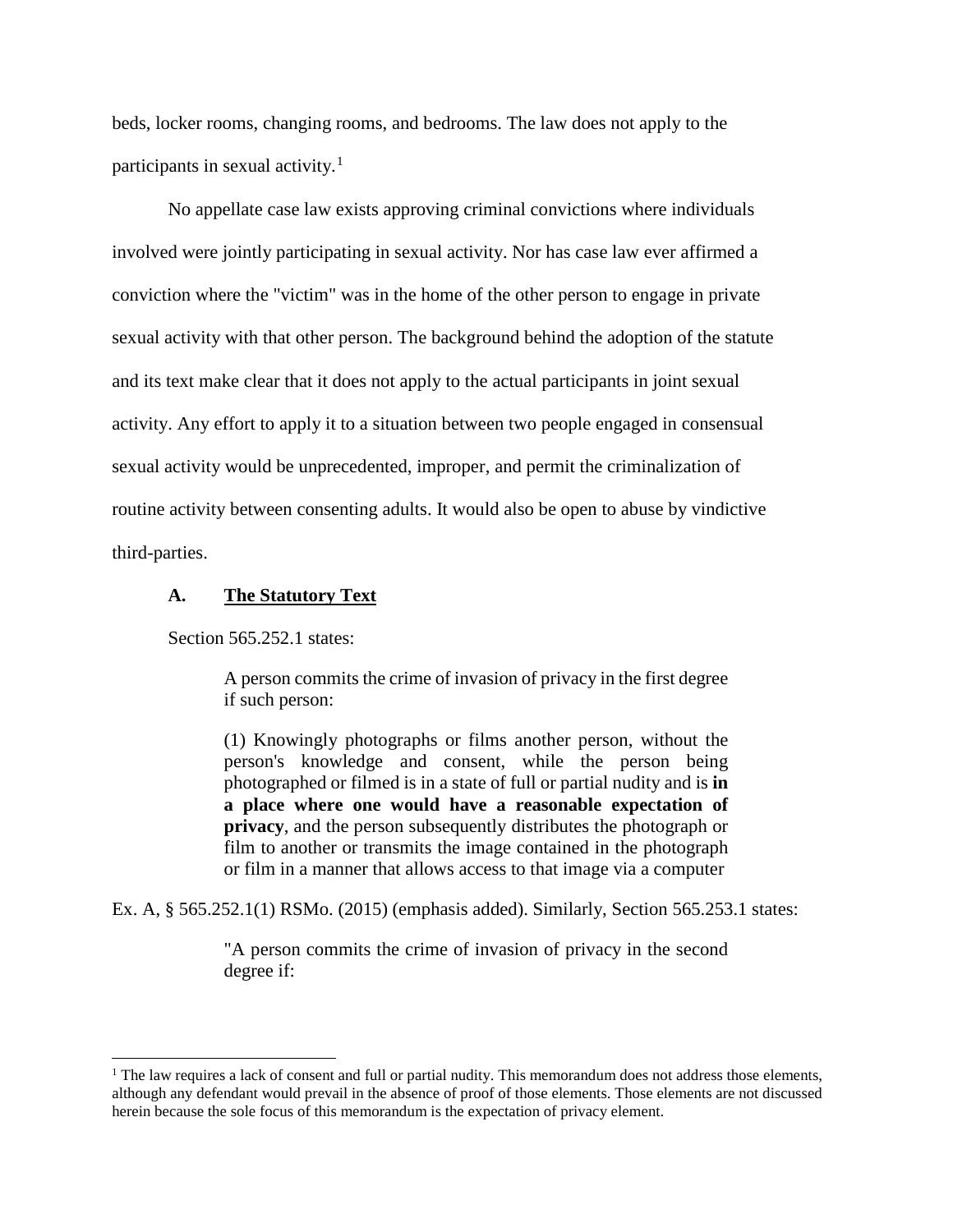beds, locker rooms, changing rooms, and bedrooms. The law does not apply to the participants in sexual activity.[1]

No appellate case law exists approving criminal convictions where individuals involved were jointly participating in sexual activity. Nor has case law ever affirmed a conviction where the "victim" was in the home of the other person to engage in private sexual activity with that other person. The background behind the adoption of the statute and its text make clear that it does not apply to the actual participants in joint sexual activity. Any effort to apply it to a situation between two people engaged in consensual sexual activity would be unprecedented, improper, and permit the criminalization of routine activity between consenting adults. It would also be open to abuse by vindictive third-parties.

### A. The Statutory Text

Section 565.252.1 states:

> A person commits the crime of invasion of privacy in the first degree if such person:
>
> (1) Knowingly photographs or films another person, without the person's knowledge and consent, while the person being photographed or filmed is in a state of full or partial nudity and is **in a place where one would have a reasonable expectation of privacy**, and the person subsequently distributes the photograph or film to another or transmits the image contained in the photograph or film in a manner that allows access to that image via a computer

Ex. A, § 565.252.1(1) RSMo. (2015) (emphasis added). Similarly, Section 565.253.1 states:

> "A person commits the crime of invasion of privacy in the second degree if:

[1] The law requires a lack of consent and full or partial nudity. This memorandum does not address those elements, although any defendant would prevail in the absence of proof of those elements. Those elements are not discussed herein because the sole focus of this memorandum is the expectation of privacy element.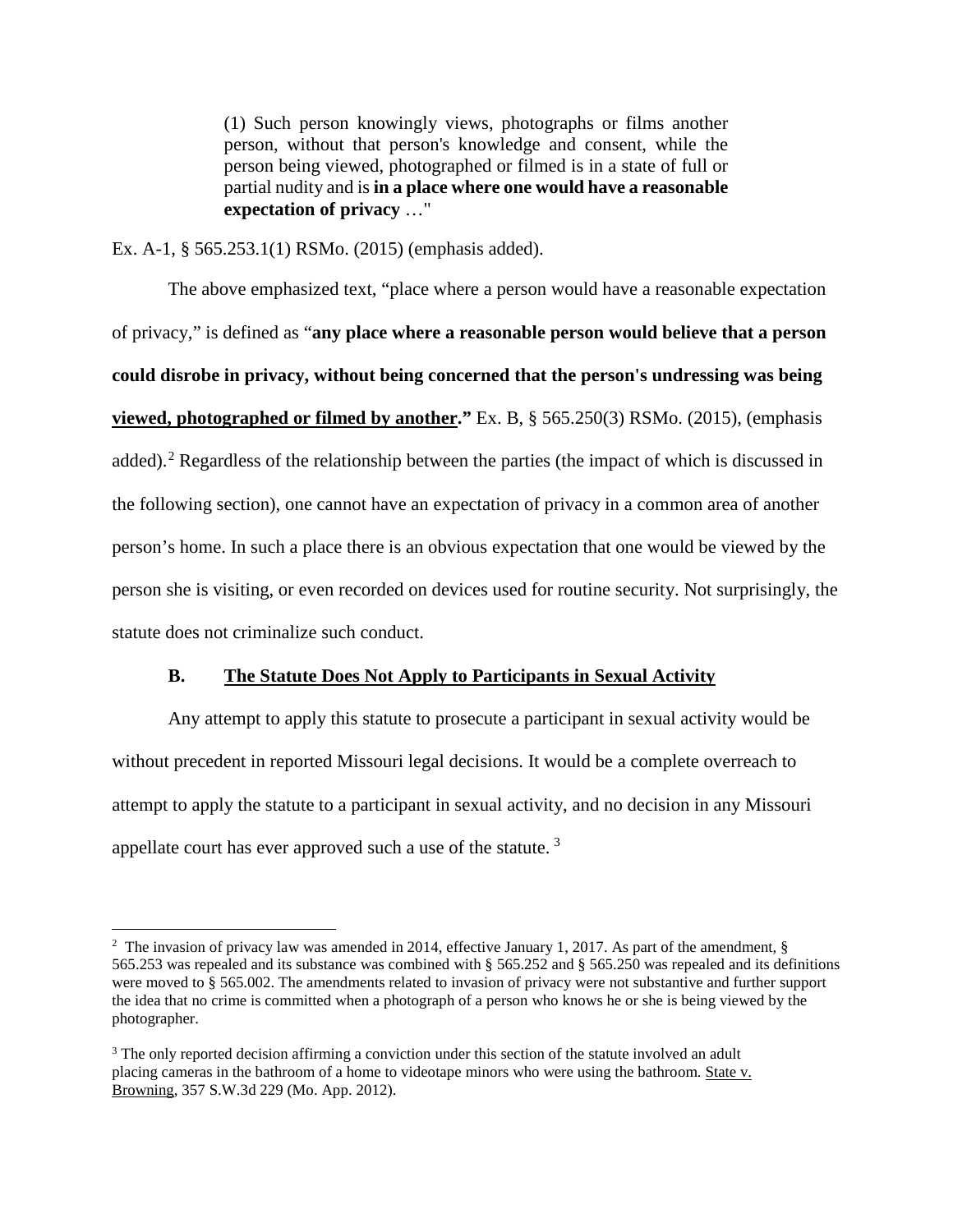> (1) Such person knowingly views, photographs or films another person, without that person's knowledge and consent, while the person being viewed, photographed or filmed is in a state of full or partial nudity and is **in a place where one would have a reasonable expectation of privacy** …"

Ex. A-1, § 565.253.1(1) RSMo. (2015) (emphasis added).

The above emphasized text, "place where a person would have a reasonable expectation of privacy," is defined as "**any place where a reasonable person would believe that a person could disrobe in privacy, without being concerned that the person's undressing was being <u>viewed, photographed or filmed by another</u>.**" Ex. B, § 565.250(3) RSMo. (2015), (emphasis added).[2] Regardless of the relationship between the parties (the impact of which is discussed in the following section), one cannot have an expectation of privacy in a common area of another person's home. In such a place there is an obvious expectation that one would be viewed by the person she is visiting, or even recorded on devices used for routine security. Not surprisingly, the statute does not criminalize such conduct.

### B. <u>The Statute Does Not Apply to Participants in Sexual Activity</u>

Any attempt to apply this statute to prosecute a participant in sexual activity would be without precedent in reported Missouri legal decisions. It would be a complete overreach to attempt to apply the statute to a participant in sexual activity, and no decision in any Missouri appellate court has ever approved such a use of the statute.[3]

---

[2] The invasion of privacy law was amended in 2014, effective January 1, 2017. As part of the amendment, § 565.253 was repealed and its substance was combined with § 565.252 and § 565.250 was repealed and its definitions were moved to § 565.002. The amendments related to invasion of privacy were not substantive and further support the idea that no crime is committed when a photograph of a person who knows he or she is being viewed by the photographer.

[3] The only reported decision affirming a conviction under this section of the statute involved an adult placing cameras in the bathroom of a home to videotape minors who were using the bathroom. <u>State v. Browning</u>, 357 S.W.3d 229 (Mo. App. 2012).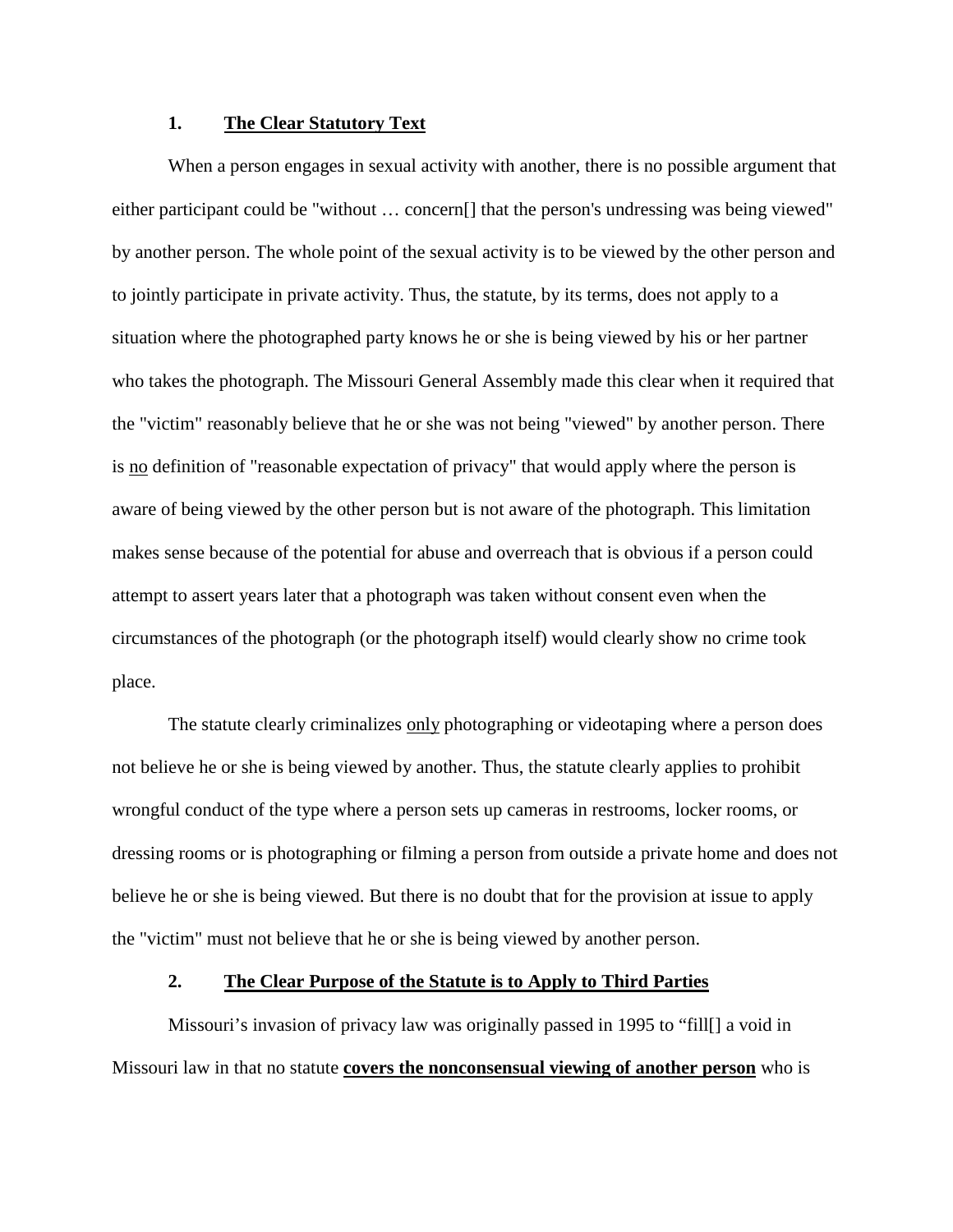### 1. <u>The Clear Statutory Text</u>

When a person engages in sexual activity with another, there is no possible argument that either participant could be "without … concern[] that the person's undressing was being viewed" by another person. The whole point of the sexual activity is to be viewed by the other person and to jointly participate in private activity. Thus, the statute, by its terms, does not apply to a situation where the photographed party knows he or she is being viewed by his or her partner who takes the photograph. The Missouri General Assembly made this clear when it required that the "victim" reasonably believe that he or she was not being "viewed" by another person. There is <u>no</u> definition of "reasonable expectation of privacy" that would apply where the person is aware of being viewed by the other person but is not aware of the photograph. This limitation makes sense because of the potential for abuse and overreach that is obvious if a person could attempt to assert years later that a photograph was taken without consent even when the circumstances of the photograph (or the photograph itself) would clearly show no crime took place.

The statute clearly criminalizes <u>only</u> photographing or videotaping where a person does not believe he or she is being viewed by another. Thus, the statute clearly applies to prohibit wrongful conduct of the type where a person sets up cameras in restrooms, locker rooms, or dressing rooms or is photographing or filming a person from outside a private home and does not believe he or she is being viewed. But there is no doubt that for the provision at issue to apply the "victim" must not believe that he or she is being viewed by another person.

### 2. <u>The Clear Purpose of the Statute is to Apply to Third Parties</u>

Missouri's invasion of privacy law was originally passed in 1995 to "fill[] a void in Missouri law in that no statute <u>**covers the nonconsensual viewing of another person**</u> who is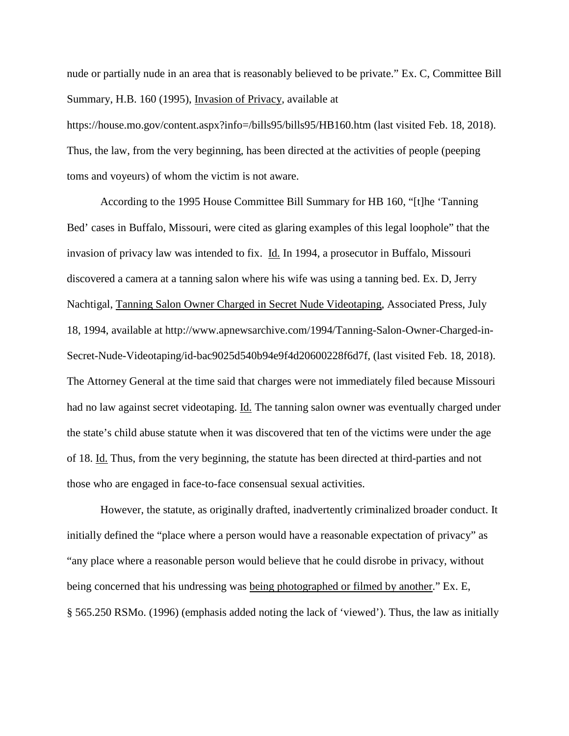nude or partially nude in an area that is reasonably believed to be private." Ex. C, Committee Bill Summary, H.B. 160 (1995), Invasion of Privacy, available at https://house.mo.gov/content.aspx?info=/bills95/bills95/HB160.htm (last visited Feb. 18, 2018). Thus, the law, from the very beginning, has been directed at the activities of people (peeping toms and voyeurs) of whom the victim is not aware.

According to the 1995 House Committee Bill Summary for HB 160, "[t]he 'Tanning Bed' cases in Buffalo, Missouri, were cited as glaring examples of this legal loophole" that the invasion of privacy law was intended to fix. Id. In 1994, a prosecutor in Buffalo, Missouri discovered a camera at a tanning salon where his wife was using a tanning bed. Ex. D, Jerry Nachtigal, Tanning Salon Owner Charged in Secret Nude Videotaping, Associated Press, July 18, 1994, available at http://www.apnewsarchive.com/1994/Tanning-Salon-Owner-Charged-in-Secret-Nude-Videotaping/id-bac9025d540b94e9f4d20600228f6d7f, (last visited Feb. 18, 2018). The Attorney General at the time said that charges were not immediately filed because Missouri had no law against secret videotaping. Id. The tanning salon owner was eventually charged under the state's child abuse statute when it was discovered that ten of the victims were under the age of 18. Id. Thus, from the very beginning, the statute has been directed at third-parties and not those who are engaged in face-to-face consensual sexual activities.

However, the statute, as originally drafted, inadvertently criminalized broader conduct. It initially defined the "place where a person would have a reasonable expectation of privacy" as "any place where a reasonable person would believe that he could disrobe in privacy, without being concerned that his undressing was being photographed or filmed by another." Ex. E, § 565.250 RSMo. (1996) (emphasis added noting the lack of 'viewed'). Thus, the law as initially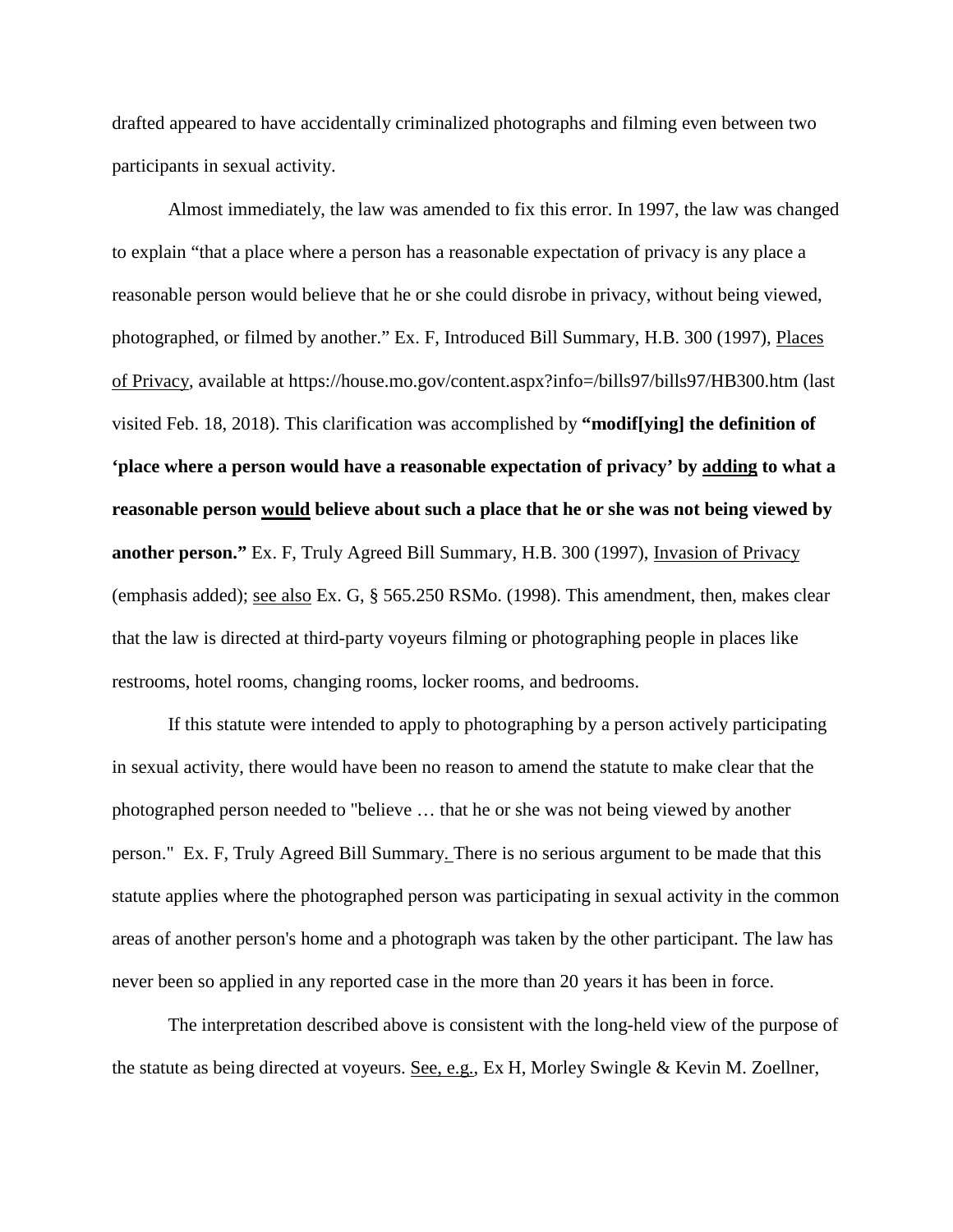drafted appeared to have accidentally criminalized photographs and filming even between two participants in sexual activity.

Almost immediately, the law was amended to fix this error. In 1997, the law was changed to explain "that a place where a person has a reasonable expectation of privacy is any place a reasonable person would believe that he or she could disrobe in privacy, without being viewed, photographed, or filmed by another." Ex. F, Introduced Bill Summary, H.B. 300 (1997), Places of Privacy, available at https://house.mo.gov/content.aspx?info=/bills97/bills97/HB300.htm (last visited Feb. 18, 2018). This clarification was accomplished by **"modif[ying] the definition of 'place where a person would have a reasonable expectation of privacy' by adding to what a reasonable person would believe about such a place that he or she was not being viewed by another person."** Ex. F, Truly Agreed Bill Summary, H.B. 300 (1997), Invasion of Privacy (emphasis added); see also Ex. G, § 565.250 RSMo. (1998). This amendment, then, makes clear that the law is directed at third-party voyeurs filming or photographing people in places like restrooms, hotel rooms, changing rooms, locker rooms, and bedrooms.

If this statute were intended to apply to photographing by a person actively participating in sexual activity, there would have been no reason to amend the statute to make clear that the photographed person needed to "believe … that he or she was not being viewed by another person." Ex. F, Truly Agreed Bill Summary. There is no serious argument to be made that this statute applies where the photographed person was participating in sexual activity in the common areas of another person's home and a photograph was taken by the other participant. The law has never been so applied in any reported case in the more than 20 years it has been in force.

The interpretation described above is consistent with the long-held view of the purpose of the statute as being directed at voyeurs. See, e.g., Ex H, Morley Swingle & Kevin M. Zoellner,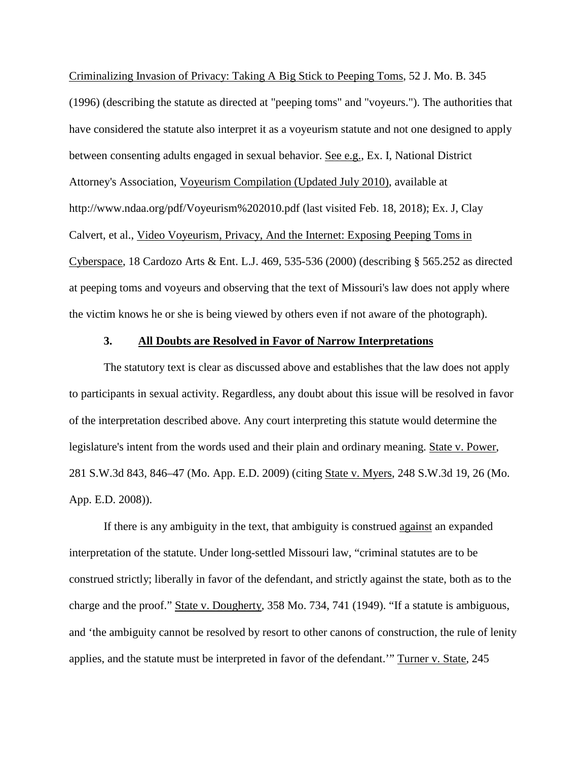Criminalizing Invasion of Privacy: Taking A Big Stick to Peeping Toms, 52 J. Mo. B. 345 (1996) (describing the statute as directed at "peeping toms" and "voyeurs."). The authorities that have considered the statute also interpret it as a voyeurism statute and not one designed to apply between consenting adults engaged in sexual behavior. See e.g., Ex. I, National District Attorney's Association, Voyeurism Compilation (Updated July 2010), available at http://www.ndaa.org/pdf/Voyeurism%202010.pdf (last visited Feb. 18, 2018); Ex. J, Clay Calvert, et al., Video Voyeurism, Privacy, And the Internet: Exposing Peeping Toms in Cyberspace, 18 Cardozo Arts & Ent. L.J. 469, 535-536 (2000) (describing § 565.252 as directed at peeping toms and voyeurs and observing that the text of Missouri's law does not apply where the victim knows he or she is being viewed by others even if not aware of the photograph).

### 3. All Doubts are Resolved in Favor of Narrow Interpretations

The statutory text is clear as discussed above and establishes that the law does not apply to participants in sexual activity. Regardless, any doubt about this issue will be resolved in favor of the interpretation described above. Any court interpreting this statute would determine the legislature's intent from the words used and their plain and ordinary meaning. State v. Power, 281 S.W.3d 843, 846–47 (Mo. App. E.D. 2009) (citing State v. Myers, 248 S.W.3d 19, 26 (Mo. App. E.D. 2008)).

If there is any ambiguity in the text, that ambiguity is construed against an expanded interpretation of the statute. Under long-settled Missouri law, "criminal statutes are to be construed strictly; liberally in favor of the defendant, and strictly against the state, both as to the charge and the proof." State v. Dougherty, 358 Mo. 734, 741 (1949). "If a statute is ambiguous, and 'the ambiguity cannot be resolved by resort to other canons of construction, the rule of lenity applies, and the statute must be interpreted in favor of the defendant.'" Turner v. State, 245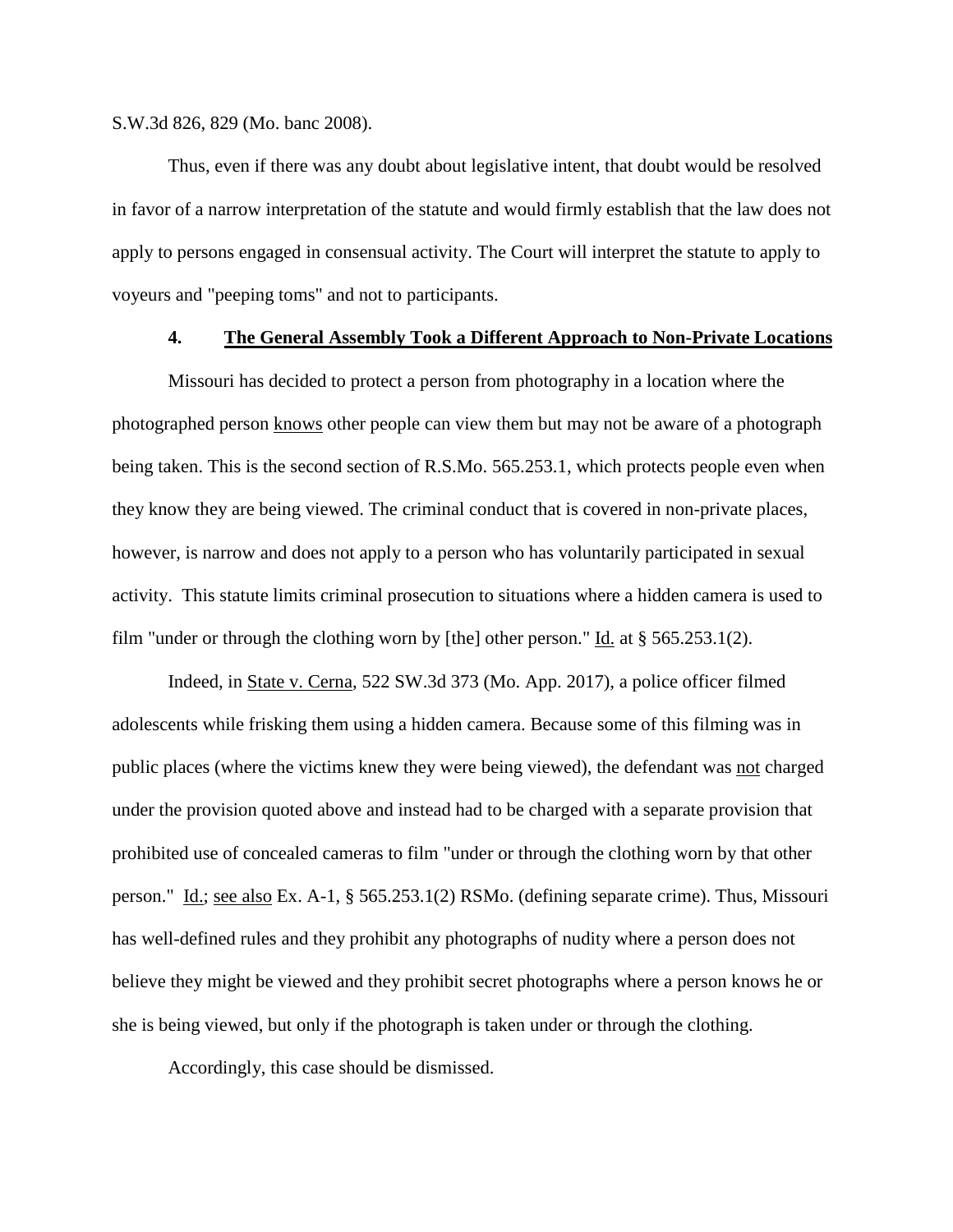S.W.3d 826, 829 (Mo. banc 2008).

Thus, even if there was any doubt about legislative intent, that doubt would be resolved in favor of a narrow interpretation of the statute and would firmly establish that the law does not apply to persons engaged in consensual activity. The Court will interpret the statute to apply to voyeurs and "peeping toms" and not to participants.

### 4. <u>The General Assembly Took a Different Approach to Non-Private Locations</u>

Missouri has decided to protect a person from photography in a location where the photographed person <u>knows</u> other people can view them but may not be aware of a photograph being taken. This is the second section of R.S.Mo. 565.253.1, which protects people even when they know they are being viewed. The criminal conduct that is covered in non-private places, however, is narrow and does not apply to a person who has voluntarily participated in sexual activity. This statute limits criminal prosecution to situations where a hidden camera is used to film "under or through the clothing worn by [the] other person." <u>Id.</u> at § 565.253.1(2).

Indeed, in <u>State v. Cerna</u>, 522 SW.3d 373 (Mo. App. 2017), a police officer filmed adolescents while frisking them using a hidden camera. Because some of this filming was in public places (where the victims knew they were being viewed), the defendant was <u>not</u> charged under the provision quoted above and instead had to be charged with a separate provision that prohibited use of concealed cameras to film "under or through the clothing worn by that other person." <u>Id.</u>; <u>see also</u> Ex. A-1, § 565.253.1(2) RSMo. (defining separate crime). Thus, Missouri has well-defined rules and they prohibit any photographs of nudity where a person does not believe they might be viewed and they prohibit secret photographs where a person knows he or she is being viewed, but only if the photograph is taken under or through the clothing.

Accordingly, this case should be dismissed.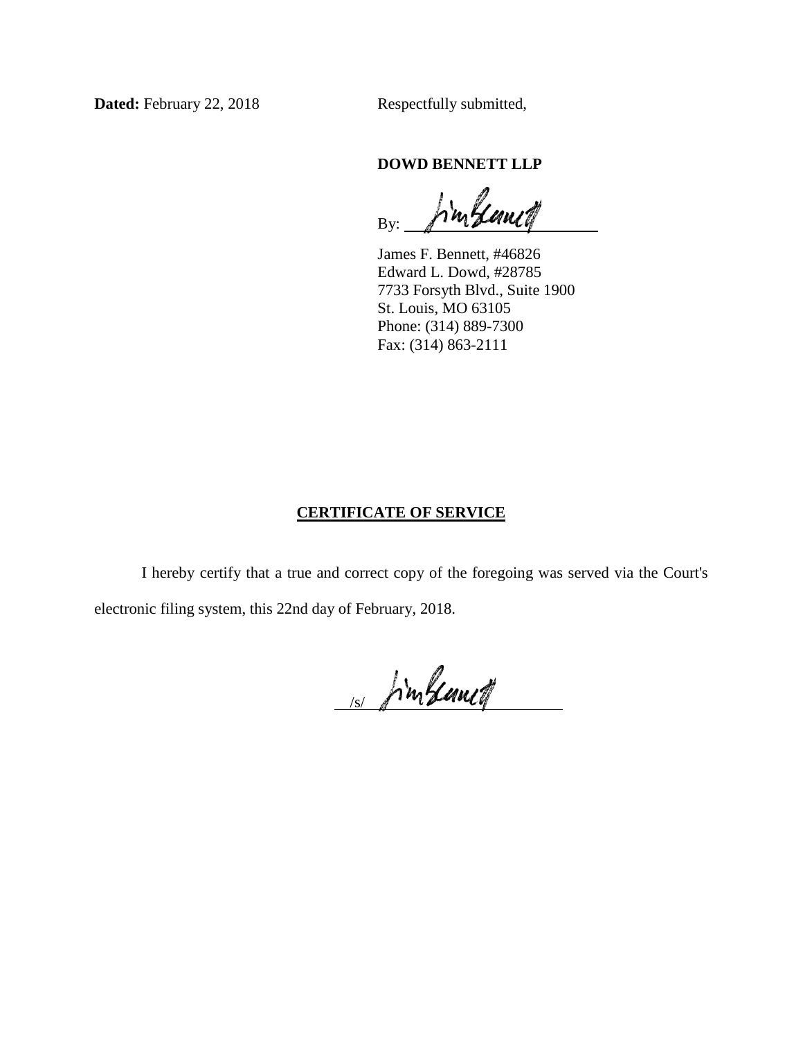**Dated:** February 22, 2018

Respectfully submitted,

**DOWD BENNETT LLP**

By: ______________________

James F. Bennett, #46826
Edward L. Dowd, #28785
7733 Forsyth Blvd., Suite 1900
St. Louis, MO 63105
Phone: (314) 889-7300
Fax: (314) 863-2111

## CERTIFICATE OF SERVICE

I hereby certify that a true and correct copy of the foregoing was served via the Court's electronic filing system, this 22nd day of February, 2018.

/s/ ______________________